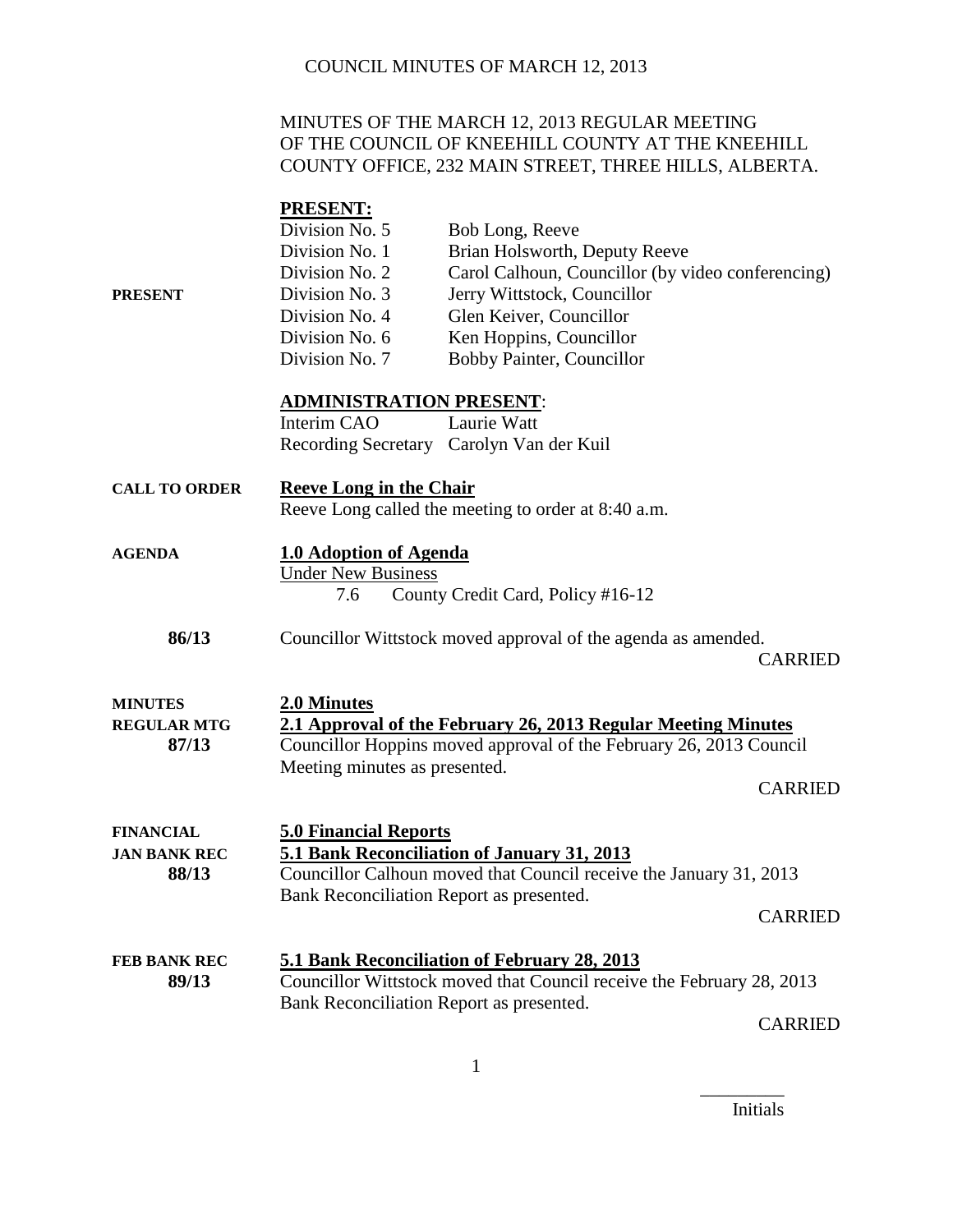MINUTES OF THE MARCH 12, 2013 REGULAR MEETING OF THE COUNCIL OF KNEEHILL COUNTY AT THE KNEEHILL COUNTY OFFICE, 232 MAIN STREET, THREE HILLS, ALBERTA.

**PRESENT**

**PRESENT:**

| | |
|---|---|
| Division No. 5 | Bob Long, Reeve |
| Division No. 1 | Brian Holsworth, Deputy Reeve |
| Division No. 2 | Carol Calhoun, Councillor (by video conferencing) |
| Division No. 3 | Jerry Wittstock, Councillor |
| Division No. 4 | Glen Keiver, Councillor |
| Division No. 6 | Ken Hoppins, Councillor |
| Division No. 7 | Bobby Painter, Councillor |

**ADMINISTRATION PRESENT:**

| | |
|---|---|
| Interim CAO | Laurie Watt |
| Recording Secretary | Carolyn Van der Kuil |

**CALL TO ORDER**

**Reeve Long in the Chair**

Reeve Long called the meeting to order at 8:40 a.m.

**AGENDA**

**1.0 Adoption of Agenda**

Under New Business

7.6 County Credit Card, Policy #16-12

**86/13**

Councillor Wittstock moved approval of the agenda as amended.

CARRIED

**MINUTES**
**REGULAR MTG**
**87/13**

**2.0 Minutes**

**2.1 Approval of the February 26, 2013 Regular Meeting Minutes**

Councillor Hoppins moved approval of the February 26, 2013 Council Meeting minutes as presented.

CARRIED

**FINANCIAL**
**JAN BANK REC**
**88/13**

**5.0 Financial Reports**

**5.1 Bank Reconciliation of January 31, 2013**

Councillor Calhoun moved that Council receive the January 31, 2013 Bank Reconciliation Report as presented.

CARRIED

**FEB BANK REC**
**89/13**

**5.1 Bank Reconciliation of February 28, 2013**

Councillor Wittstock moved that Council receive the February 28, 2013 Bank Reconciliation Report as presented.

CARRIED

_________
Initials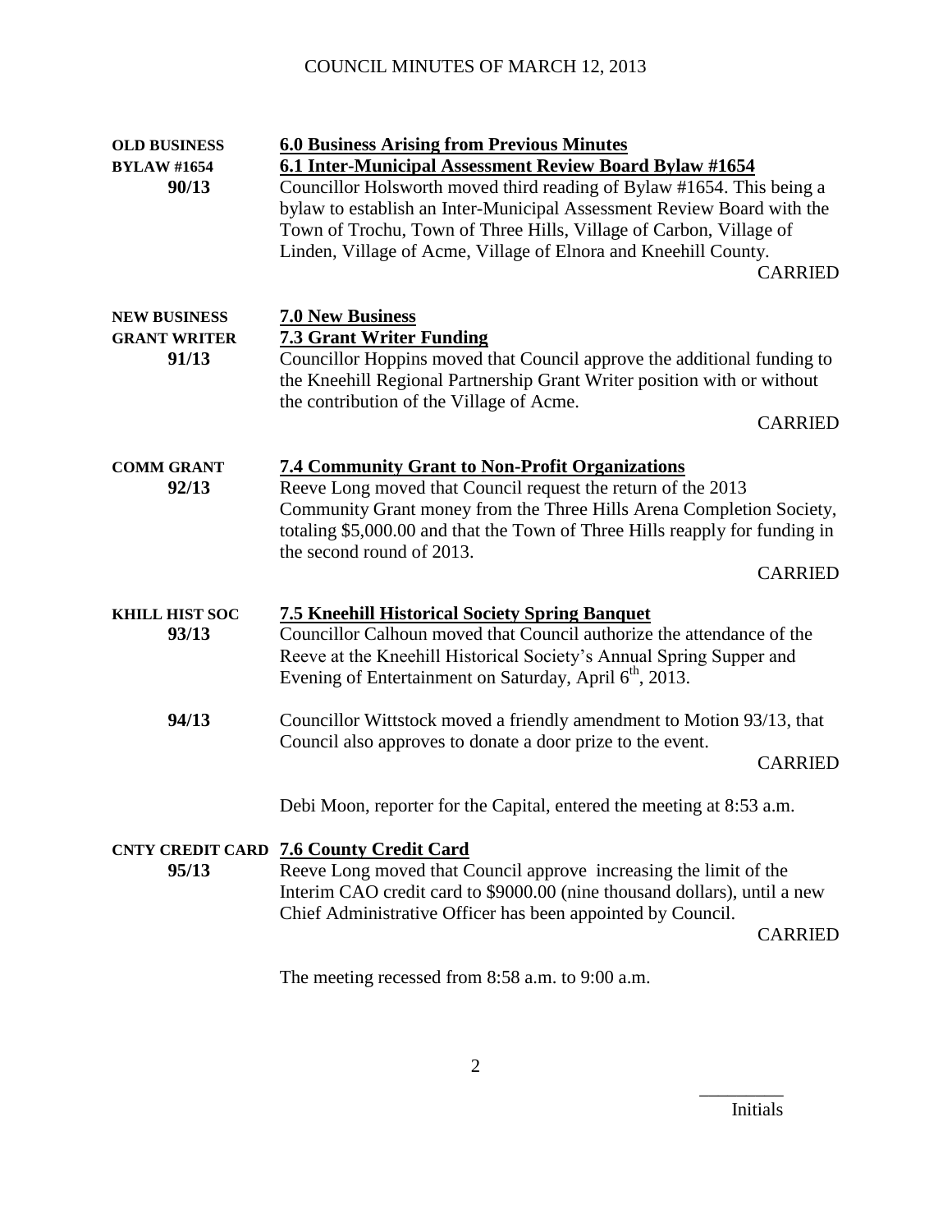| | |
|---|---|
| **OLD BUSINESS** | **6.0 Business Arising from Previous Minutes** |
| **BYLAW #1654** | **6.1 Inter-Municipal Assessment Review Board Bylaw #1654** |
| **90/13** | Councillor Holsworth moved third reading of Bylaw #1654. This being a bylaw to establish an Inter-Municipal Assessment Review Board with the Town of Trochu, Town of Three Hills, Village of Carbon, Village of Linden, Village of Acme, Village of Elnora and Kneehill County. CARRIED |
| **NEW BUSINESS** | **7.0 New Business** |
| **GRANT WRITER** | **7.3 Grant Writer Funding** |
| **91/13** | Councillor Hoppins moved that Council approve the additional funding to the Kneehill Regional Partnership Grant Writer position with or without the contribution of the Village of Acme. CARRIED |
| **COMM GRANT** | **7.4 Community Grant to Non-Profit Organizations** |
| **92/13** | Reeve Long moved that Council request the return of the 2013 Community Grant money from the Three Hills Arena Completion Society, totaling $5,000.00 and that the Town of Three Hills reapply for funding in the second round of 2013. CARRIED |
| **KHILL HIST SOC** | **7.5 Kneehill Historical Society Spring Banquet** |
| **93/13** | Councillor Calhoun moved that Council authorize the attendance of the Reeve at the Kneehill Historical Society's Annual Spring Supper and Evening of Entertainment on Saturday, April 6th, 2013. |
| **94/13** | Councillor Wittstock moved a friendly amendment to Motion 93/13, that Council also approves to donate a door prize to the event. CARRIED |
| | Debi Moon, reporter for the Capital, entered the meeting at 8:53 a.m. |
| **CNTY CREDIT CARD** | **7.6 County Credit Card** |
| **95/13** | Reeve Long moved that Council approve increasing the limit of the Interim CAO credit card to $9000.00 (nine thousand dollars), until a new Chief Administrative Officer has been appointed by Council. CARRIED |
| | The meeting recessed from 8:58 a.m. to 9:00 a.m. |

_________
Initials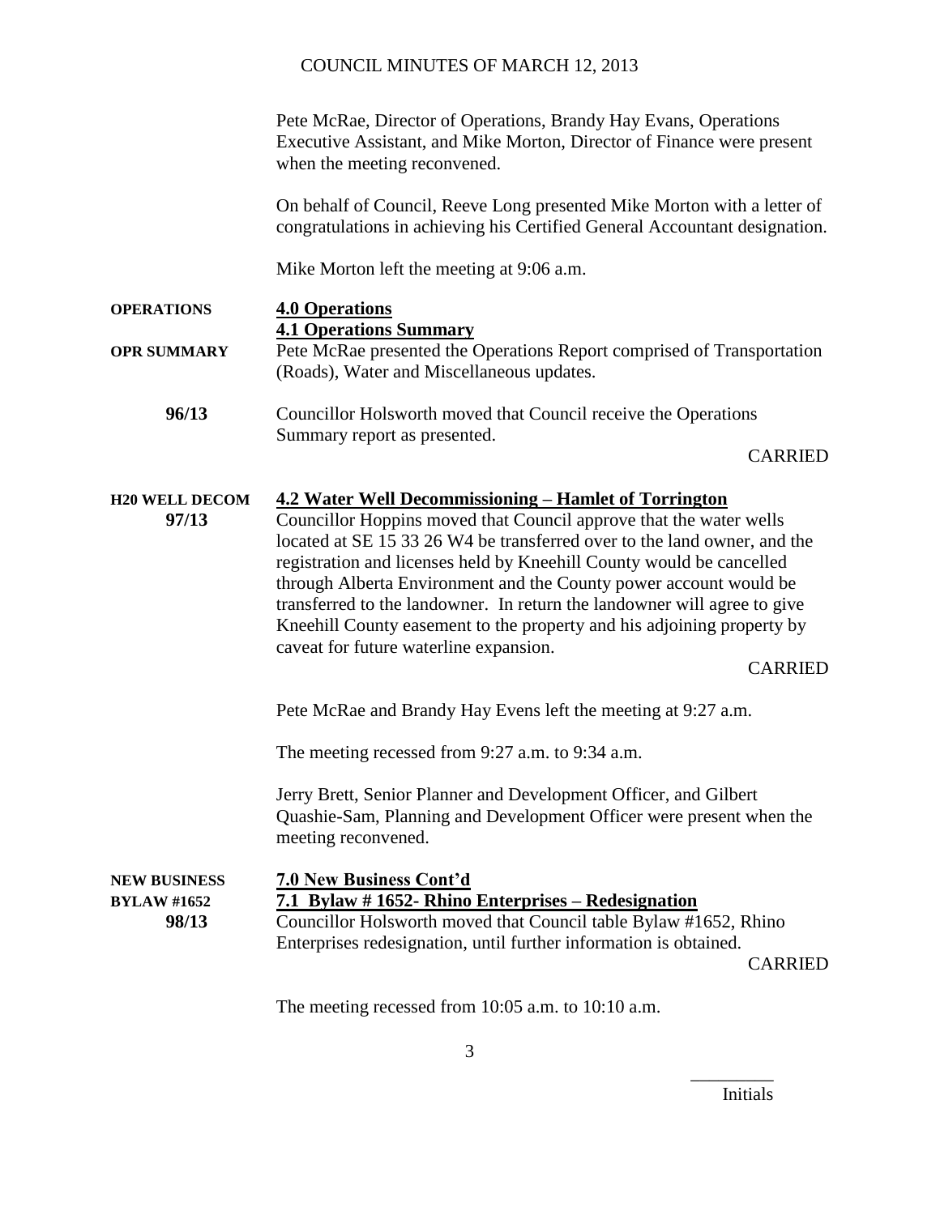Pete McRae, Director of Operations, Brandy Hay Evans, Operations Executive Assistant, and Mike Morton, Director of Finance were present when the meeting reconvened.

On behalf of Council, Reeve Long presented Mike Morton with a letter of congratulations in achieving his Certified General Accountant designation.

Mike Morton left the meeting at 9:06 a.m.

**OPERATIONS**

**4.0 Operations**

**4.1 Operations Summary**

**OPR SUMMARY**

Pete McRae presented the Operations Report comprised of Transportation (Roads), Water and Miscellaneous updates.

**96/13**

Councillor Holsworth moved that Council receive the Operations Summary report as presented.

CARRIED

**H20 WELL DECOM**

**4.2 Water Well Decommissioning – Hamlet of Torrington**

**97/13**

Councillor Hoppins moved that Council approve that the water wells located at SE 15 33 26 W4 be transferred over to the land owner, and the registration and licenses held by Kneehill County would be cancelled through Alberta Environment and the County power account would be transferred to the landowner. In return the landowner will agree to give Kneehill County easement to the property and his adjoining property by caveat for future waterline expansion.

CARRIED

Pete McRae and Brandy Hay Evens left the meeting at 9:27 a.m.

The meeting recessed from 9:27 a.m. to 9:34 a.m.

Jerry Brett, Senior Planner and Development Officer, and Gilbert Quashie-Sam, Planning and Development Officer were present when the meeting reconvened.

**NEW BUSINESS**

**7.0 New Business Cont'd**

**BYLAW #1652**

**7.1 Bylaw # 1652- Rhino Enterprises – Redesignation**

**98/13**

Councillor Holsworth moved that Council table Bylaw #1652, Rhino Enterprises redesignation, until further information is obtained.

CARRIED

The meeting recessed from 10:05 a.m. to 10:10 a.m.

\_\_\_\_\_\_\_\_\_
Initials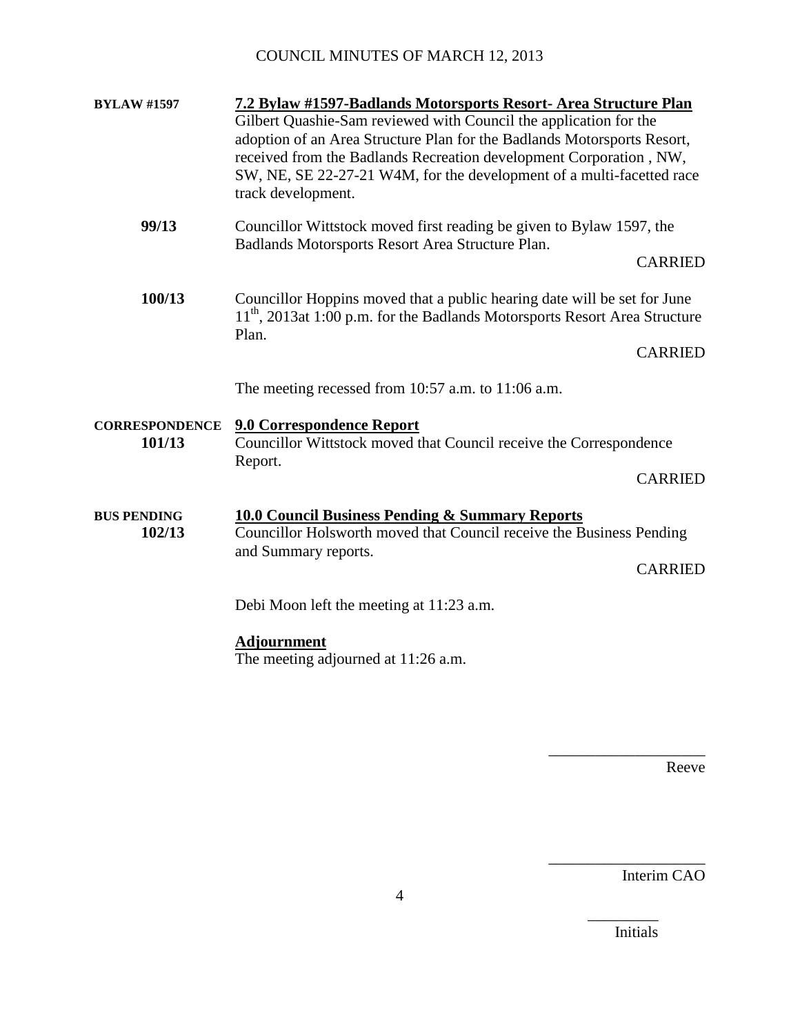BYLAW #1597

**7.2 Bylaw #1597-Badlands Motorsports Resort- Area Structure Plan**

Gilbert Quashie-Sam reviewed with Council the application for the adoption of an Area Structure Plan for the Badlands Motorsports Resort, received from the Badlands Recreation development Corporation , NW, SW, NE, SE 22-27-21 W4M, for the development of a multi-facetted race track development.

**99/13** Councillor Wittstock moved first reading be given to Bylaw 1597, the Badlands Motorsports Resort Area Structure Plan.

CARRIED

**100/13** Councillor Hoppins moved that a public hearing date will be set for June 11th, 2013at 1:00 p.m. for the Badlands Motorsports Resort Area Structure Plan.

CARRIED

The meeting recessed from 10:57 a.m. to 11:06 a.m.

CORRESPONDENCE

**9.0 Correspondence Report**

**101/13** Councillor Wittstock moved that Council receive the Correspondence Report.

CARRIED

BUS PENDING

**10.0 Council Business Pending & Summary Reports**

**102/13** Councillor Holsworth moved that Council receive the Business Pending and Summary reports.

CARRIED

Debi Moon left the meeting at 11:23 a.m.

**Adjournment**

The meeting adjourned at 11:26 a.m.

____________________
Reeve

____________________
Interim CAO

_________
Initials